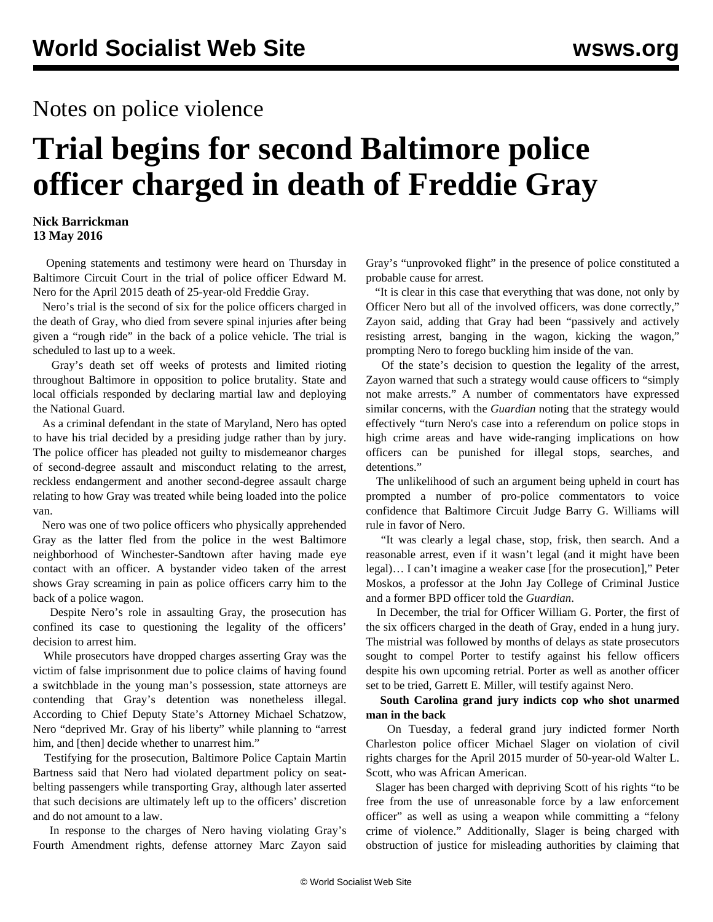Notes on police violence

# Trial begins for second Baltimore police officer charged in death of Freddie Gray

**Nick Barrickman**
**13 May 2016**

Opening statements and testimony were heard on Thursday in Baltimore Circuit Court in the trial of police officer Edward M. Nero for the April 2015 death of 25-year-old Freddie Gray.

Nero's trial is the second of six for the police officers charged in the death of Gray, who died from severe spinal injuries after being given a "rough ride" in the back of a police vehicle. The trial is scheduled to last up to a week.

Gray's death set off weeks of protests and limited rioting throughout Baltimore in opposition to police brutality. State and local officials responded by declaring martial law and deploying the National Guard.

As a criminal defendant in the state of Maryland, Nero has opted to have his trial decided by a presiding judge rather than by jury. The police officer has pleaded not guilty to misdemeanor charges of second-degree assault and misconduct relating to the arrest, reckless endangerment and another second-degree assault charge relating to how Gray was treated while being loaded into the police van.

Nero was one of two police officers who physically apprehended Gray as the latter fled from the police in the west Baltimore neighborhood of Winchester-Sandtown after having made eye contact with an officer. A bystander video taken of the arrest shows Gray screaming in pain as police officers carry him to the back of a police wagon.

Despite Nero's role in assaulting Gray, the prosecution has confined its case to questioning the legality of the officers' decision to arrest him.

While prosecutors have dropped charges asserting Gray was the victim of false imprisonment due to police claims of having found a switchblade in the young man's possession, state attorneys are contending that Gray's detention was nonetheless illegal. According to Chief Deputy State's Attorney Michael Schatzow, Nero "deprived Mr. Gray of his liberty" while planning to "arrest him, and [then] decide whether to unarrest him."

Testifying for the prosecution, Baltimore Police Captain Martin Bartness said that Nero had violated department policy on seat-belting passengers while transporting Gray, although later asserted that such decisions are ultimately left up to the officers' discretion and do not amount to a law.

In response to the charges of Nero having violating Gray's Fourth Amendment rights, defense attorney Marc Zayon said Gray's "unprovoked flight" in the presence of police constituted a probable cause for arrest.

"It is clear in this case that everything that was done, not only by Officer Nero but all of the involved officers, was done correctly," Zayon said, adding that Gray had been "passively and actively resisting arrest, banging in the wagon, kicking the wagon," prompting Nero to forego buckling him inside of the van.

Of the state's decision to question the legality of the arrest, Zayon warned that such a strategy would cause officers to "simply not make arrests." A number of commentators have expressed similar concerns, with the *Guardian* noting that the strategy would effectively "turn Nero's case into a referendum on police stops in high crime areas and have wide-ranging implications on how officers can be punished for illegal stops, searches, and detentions."

The unlikelihood of such an argument being upheld in court has prompted a number of pro-police commentators to voice confidence that Baltimore Circuit Judge Barry G. Williams will rule in favor of Nero.

"It was clearly a legal chase, stop, frisk, then search. And a reasonable arrest, even if it wasn't legal (and it might have been legal)… I can't imagine a weaker case [for the prosecution]," Peter Moskos, a professor at the John Jay College of Criminal Justice and a former BPD officer told the *Guardian*.

In December, the trial for Officer William G. Porter, the first of the six officers charged in the death of Gray, ended in a hung jury. The mistrial was followed by months of delays as state prosecutors sought to compel Porter to testify against his fellow officers despite his own upcoming retrial. Porter as well as another officer set to be tried, Garrett E. Miller, will testify against Nero.

**South Carolina grand jury indicts cop who shot unarmed man in the back**

On Tuesday, a federal grand jury indicted former North Charleston police officer Michael Slager on violation of civil rights charges for the April 2015 murder of 50-year-old Walter L. Scott, who was African American.

Slager has been charged with depriving Scott of his rights "to be free from the use of unreasonable force by a law enforcement officer" as well as using a weapon while committing a "felony crime of violence." Additionally, Slager is being charged with obstruction of justice for misleading authorities by claiming that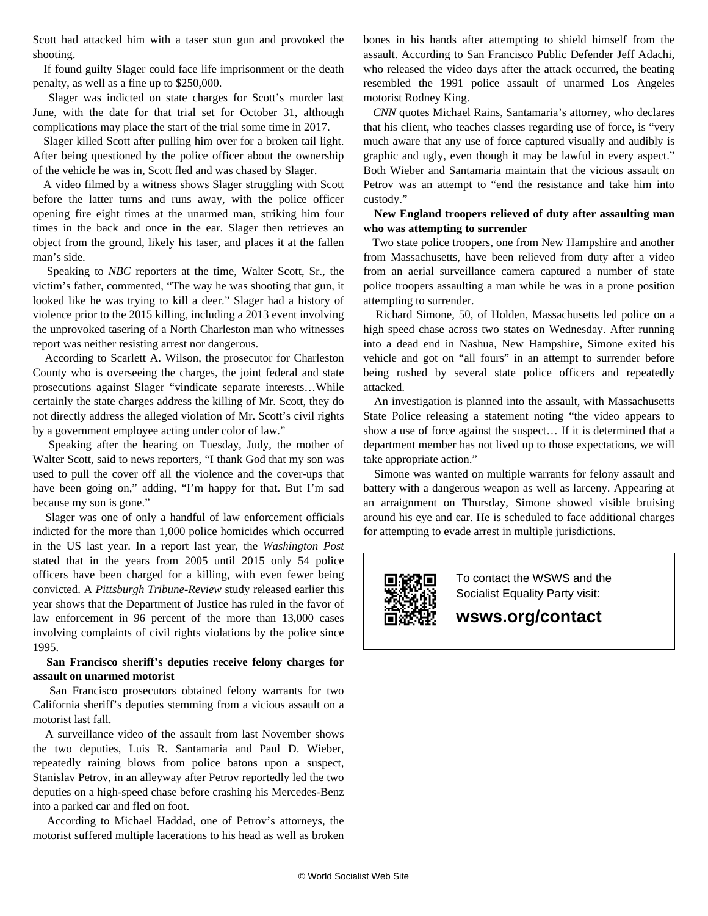Scott had attacked him with a taser stun gun and provoked the shooting.

If found guilty Slager could face life imprisonment or the death penalty, as well as a fine up to $250,000.

Slager was indicted on state charges for Scott's murder last June, with the date for that trial set for October 31, although complications may place the start of the trial some time in 2017.

Slager killed Scott after pulling him over for a broken tail light. After being questioned by the police officer about the ownership of the vehicle he was in, Scott fled and was chased by Slager.

A video filmed by a witness shows Slager struggling with Scott before the latter turns and runs away, with the police officer opening fire eight times at the unarmed man, striking him four times in the back and once in the ear. Slager then retrieves an object from the ground, likely his taser, and places it at the fallen man's side.

Speaking to *NBC* reporters at the time, Walter Scott, Sr., the victim's father, commented, "The way he was shooting that gun, it looked like he was trying to kill a deer." Slager had a history of violence prior to the 2015 killing, including a 2013 event involving the unprovoked tasering of a North Charleston man who witnesses report was neither resisting arrest nor dangerous.

According to Scarlett A. Wilson, the prosecutor for Charleston County who is overseeing the charges, the joint federal and state prosecutions against Slager "vindicate separate interests…While certainly the state charges address the killing of Mr. Scott, they do not directly address the alleged violation of Mr. Scott's civil rights by a government employee acting under color of law."

Speaking after the hearing on Tuesday, Judy, the mother of Walter Scott, said to news reporters, "I thank God that my son was used to pull the cover off all the violence and the cover-ups that have been going on," adding, "I'm happy for that. But I'm sad because my son is gone."

Slager was one of only a handful of law enforcement officials indicted for the more than 1,000 police homicides which occurred in the US last year. In a report last year, the *Washington Post* stated that in the years from 2005 until 2015 only 54 police officers have been charged for a killing, with even fewer being convicted. A *Pittsburgh Tribune-Review* study released earlier this year shows that the Department of Justice has ruled in the favor of law enforcement in 96 percent of the more than 13,000 cases involving complaints of civil rights violations by the police since 1995.

**San Francisco sheriff's deputies receive felony charges for assault on unarmed motorist**

San Francisco prosecutors obtained felony warrants for two California sheriff's deputies stemming from a vicious assault on a motorist last fall.

A surveillance video of the assault from last November shows the two deputies, Luis R. Santamaria and Paul D. Wieber, repeatedly raining blows from police batons upon a suspect, Stanislav Petrov, in an alleyway after Petrov reportedly led the two deputies on a high-speed chase before crashing his Mercedes-Benz into a parked car and fled on foot.

According to Michael Haddad, one of Petrov's attorneys, the motorist suffered multiple lacerations to his head as well as broken bones in his hands after attempting to shield himself from the assault. According to San Francisco Public Defender Jeff Adachi, who released the video days after the attack occurred, the beating resembled the 1991 police assault of unarmed Los Angeles motorist Rodney King.

*CNN* quotes Michael Rains, Santamaria's attorney, who declares that his client, who teaches classes regarding use of force, is "very much aware that any use of force captured visually and audibly is graphic and ugly, even though it may be lawful in every aspect." Both Wieber and Santamaria maintain that the vicious assault on Petrov was an attempt to "end the resistance and take him into custody."

**New England troopers relieved of duty after assaulting man who was attempting to surrender**

Two state police troopers, one from New Hampshire and another from Massachusetts, have been relieved from duty after a video from an aerial surveillance camera captured a number of state police troopers assaulting a man while he was in a prone position attempting to surrender.

Richard Simone, 50, of Holden, Massachusetts led police on a high speed chase across two states on Wednesday. After running into a dead end in Nashua, New Hampshire, Simone exited his vehicle and got on "all fours" in an attempt to surrender before being rushed by several state police officers and repeatedly attacked.

An investigation is planned into the assault, with Massachusetts State Police releasing a statement noting "the video appears to show a use of force against the suspect… If it is determined that a department member has not lived up to those expectations, we will take appropriate action."

Simone was wanted on multiple warrants for felony assault and battery with a dangerous weapon as well as larceny. Appearing at an arraignment on Thursday, Simone showed visible bruising around his eye and ear. He is scheduled to face additional charges for attempting to evade arrest in multiple jurisdictions.

To contact the WSWS and the Socialist Equality Party visit:

**wsws.org/contact**